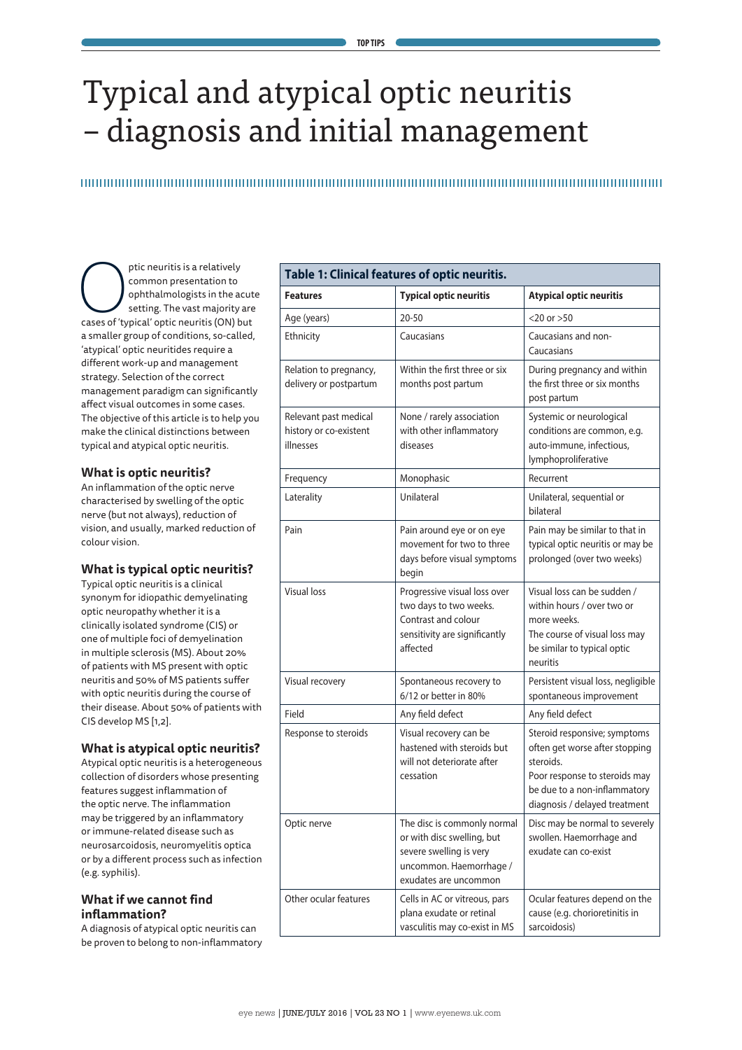# Typical and atypical optic neuritis – diagnosis and initial management

Optic neuritis is a relatively common presentation to ophthalmologists in the acute setting. The vast majority are cases of 'typical' optic neuritis (ON) but a smaller group of conditions, so-called, 'atypical' optic neuritides require a different work-up and management strategy. Selection of the correct management paradigm can significantly affect visual outcomes in some cases. The objective of this article is to help you make the clinical distinctions between typical and atypical optic neuritis.

### What is optic neuritis?

An inflammation of the optic nerve characterised by swelling of the optic nerve (but not always), reduction of vision, and usually, marked reduction of colour vision.

### What is typical optic neuritis?

Typical optic neuritis is a clinical synonym for idiopathic demyelinating optic neuropathy whether it is a clinically isolated syndrome (CIS) or one of multiple foci of demyelination in multiple sclerosis (MS). About 20% of patients with MS present with optic neuritis and 50% of MS patients suffer with optic neuritis during the course of their disease. About 50% of patients with CIS develop MS [1,2].

### What is atypical optic neuritis?

Atypical optic neuritis is a heterogeneous collection of disorders whose presenting features suggest inflammation of the optic nerve. The inflammation may be triggered by an inflammatory or immune-related disease such as neurosarcoidosis, neuromyelitis optica or by a different process such as infection (e.g. syphilis).

### What if we cannot find inflammation?

A diagnosis of atypical optic neuritis can be proven to belong to non-inflammatory

**Table 1: Clinical features of optic neuritis.**

| Features | Typical optic neuritis | Atypical optic neuritis |
|---|---|---|
| Age (years) | 20-50 | <20 or >50 |
| Ethnicity | Caucasians | Caucasians and non-Caucasians |
| Relation to pregnancy, delivery or postpartum | Within the first three or six months post partum | During pregnancy and within the first three or six months post partum |
| Relevant past medical history or co-existent illnesses | None / rarely association with other inflammatory diseases | Systemic or neurological conditions are common, e.g. auto-immune, infectious, lymphoproliferative |
| Frequency | Monophasic | Recurrent |
| Laterality | Unilateral | Unilateral, sequential or bilateral |
| Pain | Pain around eye or on eye movement for two to three days before visual symptoms begin | Pain may be similar to that in typical optic neuritis or may be prolonged (over two weeks) |
| Visual loss | Progressive visual loss over two days to two weeks. Contrast and colour sensitivity are significantly affected | Visual loss can be sudden / within hours / over two or more weeks. The course of visual loss may be similar to typical optic neuritis |
| Visual recovery | Spontaneous recovery to 6/12 or better in 80% | Persistent visual loss, negligible spontaneous improvement |
| Field | Any field defect | Any field defect |
| Response to steroids | Visual recovery can be hastened with steroids but will not deteriorate after cessation | Steroid responsive; symptoms often get worse after stopping steroids. Poor response to steroids may be due to a non-inflammatory diagnosis / delayed treatment |
| Optic nerve | The disc is commonly normal or with disc swelling, but severe swelling is very uncommon. Haemorrhage / exudates are uncommon | Disc may be normal to severely swollen. Haemorrhage and exudate can co-exist |
| Other ocular features | Cells in AC or vitreous, pars plana exudate or retinal vasculitis may co-exist in MS | Ocular features depend on the cause (e.g. chorioretinitis in sarcoidosis) |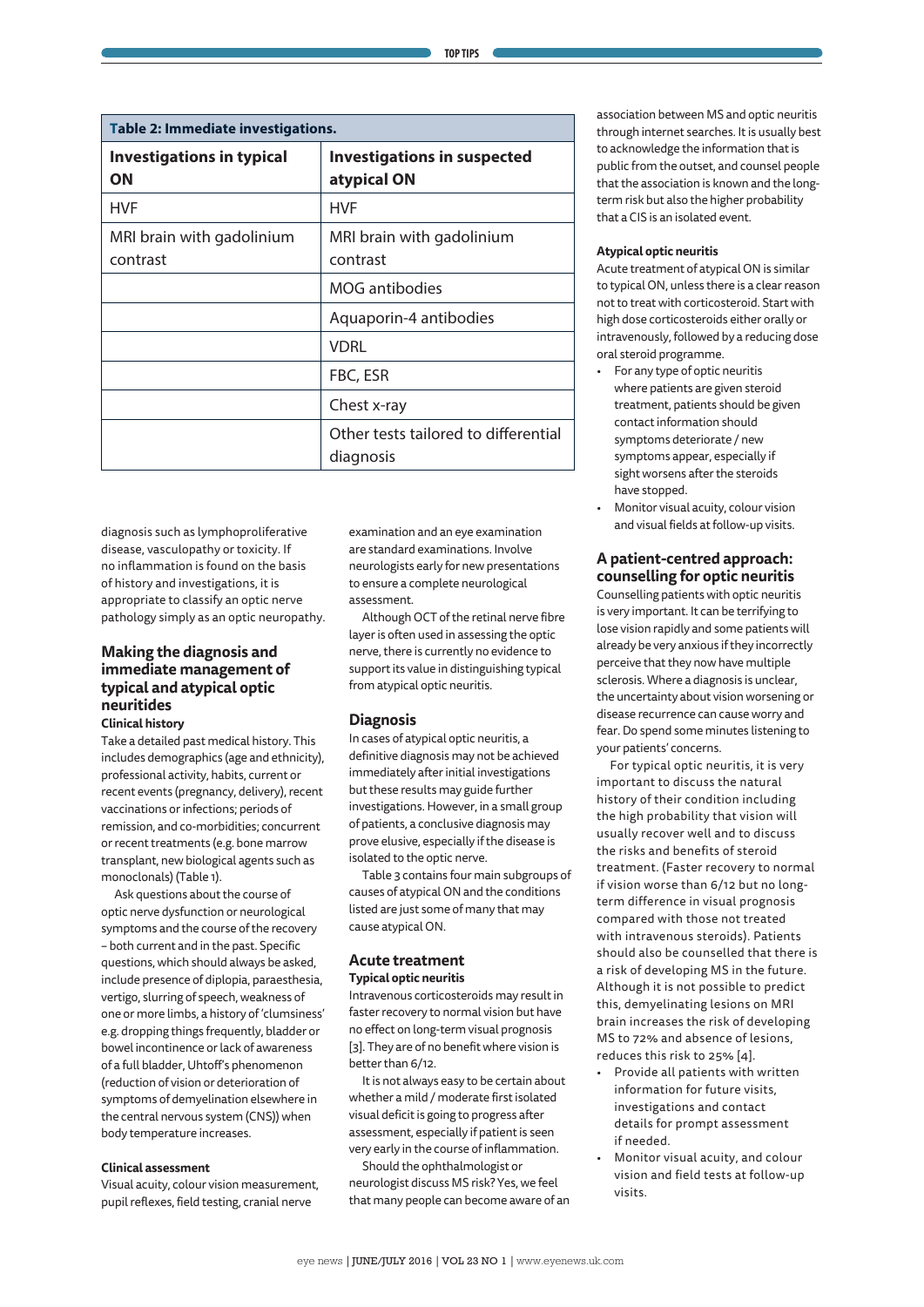**Table 2: Immediate investigations.**

| Investigations in typical ON | Investigations in suspected atypical ON |
|---|---|
| HVF | HVF |
| MRI brain with gadolinium contrast | MRI brain with gadolinium contrast |
| | MOG antibodies |
| | Aquaporin-4 antibodies |
| | VDRL |
| | FBC, ESR |
| | Chest x-ray |
| | Other tests tailored to differential diagnosis |

diagnosis such as lymphoproliferative disease, vasculopathy or toxicity. If no inflammation is found on the basis of history and investigations, it is appropriate to classify an optic nerve pathology simply as an optic neuropathy.

## Making the diagnosis and immediate management of typical and atypical optic neuritides

### Clinical history

Take a detailed past medical history. This includes demographics (age and ethnicity), professional activity, habits, current or recent events (pregnancy, delivery), recent vaccinations or infections; periods of remission, and co-morbidities; concurrent or recent treatments (e.g. bone marrow transplant, new biological agents such as monoclonals) (Table 1).

Ask questions about the course of optic nerve dysfunction or neurological symptoms and the course of the recovery – both current and in the past. Specific questions, which should always be asked, include presence of diplopia, paraesthesia, vertigo, slurring of speech, weakness of one or more limbs, a history of 'clumsiness' e.g. dropping things frequently, bladder or bowel incontinence or lack of awareness of a full bladder, Uhtoff's phenomenon (reduction of vision or deterioration of symptoms of demyelination elsewhere in the central nervous system (CNS)) when body temperature increases.

### Clinical assessment

Visual acuity, colour vision measurement, pupil reflexes, field testing, cranial nerve examination and an eye examination are standard examinations. Involve neurologists early for new presentations to ensure a complete neurological assessment.

Although OCT of the retinal nerve fibre layer is often used in assessing the optic nerve, there is currently no evidence to support its value in distinguishing typical from atypical optic neuritis.

## Diagnosis

In cases of atypical optic neuritis, a definitive diagnosis may not be achieved immediately after initial investigations but these results may guide further investigations. However, in a small group of patients, a conclusive diagnosis may prove elusive, especially if the disease is isolated to the optic nerve.

Table 3 contains four main subgroups of causes of atypical ON and the conditions listed are just some of many that may cause atypical ON.

## Acute treatment

### Typical optic neuritis

Intravenous corticosteroids may result in faster recovery to normal vision but have no effect on long-term visual prognosis [3]. They are of no benefit where vision is better than 6/12.

It is not always easy to be certain about whether a mild / moderate first isolated visual deficit is going to progress after assessment, especially if patient is seen very early in the course of inflammation.

Should the ophthalmologist or neurologist discuss MS risk? Yes, we feel that many people can become aware of an association between MS and optic neuritis through internet searches. It is usually best to acknowledge the information that is public from the outset, and counsel people that the association is known and the long-term risk but also the higher probability that a CIS is an isolated event.

### Atypical optic neuritis

Acute treatment of atypical ON is similar to typical ON, unless there is a clear reason not to treat with corticosteroid. Start with high dose corticosteroids either orally or intravenously, followed by a reducing dose oral steroid programme.

- For any type of optic neuritis where patients are given steroid treatment, patients should be given contact information should symptoms deteriorate / new symptoms appear, especially if sight worsens after the steroids have stopped.
- Monitor visual acuity, colour vision and visual fields at follow-up visits.

## A patient-centred approach: counselling for optic neuritis

Counselling patients with optic neuritis is very important. It can be terrifying to lose vision rapidly and some patients will already be very anxious if they incorrectly perceive that they now have multiple sclerosis. Where a diagnosis is unclear, the uncertainty about vision worsening or disease recurrence can cause worry and fear. Do spend some minutes listening to your patients' concerns.

For typical optic neuritis, it is very important to discuss the natural history of their condition including the high probability that vision will usually recover well and to discuss the risks and benefits of steroid treatment. (Faster recovery to normal if vision worse than 6/12 but no long-term difference in visual prognosis compared with those not treated with intravenous steroids). Patients should also be counselled that there is a risk of developing MS in the future. Although it is not possible to predict this, demyelinating lesions on MRI brain increases the risk of developing MS to 72% and absence of lesions, reduces this risk to 25% [4].

- Provide all patients with written information for future visits, investigations and contact details for prompt assessment if needed.
- Monitor visual acuity, and colour vision and field tests at follow-up visits.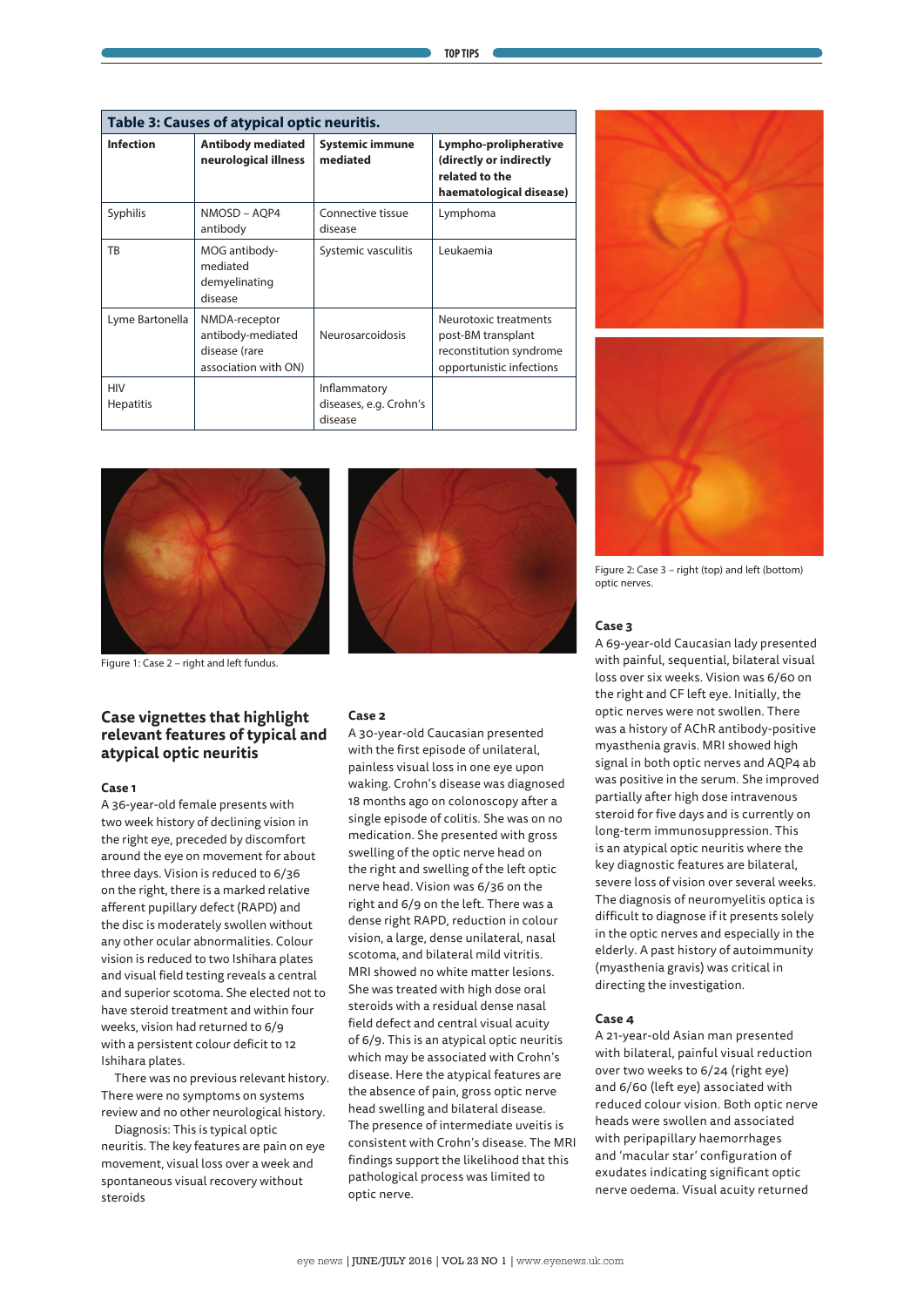**Table 3: Causes of atypical optic neuritis.**

| Infection | Antibody mediated neurological illness | Systemic immune mediated | Lympho-proliferative (directly or indirectly related to the haematological disease) |
|---|---|---|---|
| Syphilis | NMOSD – AQP4 antibody | Connective tissue disease | Lymphoma |
| TB | MOG antibody-mediated demyelinating disease | Systemic vasculitis | Leukaemia |
| Lyme Bartonella | NMDA-receptor antibody-mediated disease (rare association with ON) | Neurosarcoidosis | Neurotoxic treatments post-BM transplant reconstitution syndrome opportunistic infections |
| HIV Hepatitis | | Inflammatory diseases, e.g. Crohn's disease | |

Figure 1: Case 2 – right and left fundus.

Figure 2: Case 3 – right (top) and left (bottom) optic nerves.

## Case vignettes that highlight relevant features of typical and atypical optic neuritis

### Case 1

A 36-year-old female presents with two week history of declining vision in the right eye, preceded by discomfort around the eye on movement for about three days. Vision is reduced to 6/36 on the right, there is a marked relative afferent pupillary defect (RAPD) and the disc is moderately swollen without any other ocular abnormalities. Colour vision is reduced to two Ishihara plates and visual field testing reveals a central and superior scotoma. She elected not to have steroid treatment and within four weeks, vision had returned to 6/9 with a persistent colour deficit to 12 Ishihara plates.

There was no previous relevant history. There were no symptoms on systems review and no other neurological history.

Diagnosis: This is typical optic neuritis. The key features are pain on eye movement, visual loss over a week and spontaneous visual recovery without steroids

### Case 2

A 30-year-old Caucasian presented with the first episode of unilateral, painless visual loss in one eye upon waking. Crohn's disease was diagnosed 18 months ago on colonoscopy after a single episode of colitis. She was on no medication. She presented with gross swelling of the optic nerve head on the right and swelling of the left optic nerve head. Vision was 6/36 on the right and 6/9 on the left. There was a dense right RAPD, reduction in colour vision, a large, dense unilateral, nasal scotoma, and bilateral mild vitritis. MRI showed no white matter lesions. She was treated with high dose oral steroids with a residual dense nasal field defect and central visual acuity of 6/9. This is an atypical optic neuritis which may be associated with Crohn's disease. Here the atypical features are the absence of pain, gross optic nerve head swelling and bilateral disease. The presence of intermediate uveitis is consistent with Crohn's disease. The MRI findings support the likelihood that this pathological process was limited to optic nerve.

### Case 3

A 69-year-old Caucasian lady presented with painful, sequential, bilateral visual loss over six weeks. Vision was 6/60 on the right and CF left eye. Initially, the optic nerves were not swollen. There was a history of AChR antibody-positive myasthenia gravis. MRI showed high signal in both optic nerves and AQP4 ab was positive in the serum. She improved partially after high dose intravenous steroid for five days and is currently on long-term immunosuppression. This is an atypical optic neuritis where the key diagnostic features are bilateral, severe loss of vision over several weeks. The diagnosis of neuromyelitis optica is difficult to diagnose if it presents solely in the optic nerves and especially in the elderly. A past history of autoimmunity (myasthenia gravis) was critical in directing the investigation.

### Case 4

A 21-year-old Asian man presented with bilateral, painful visual reduction over two weeks to 6/24 (right eye) and 6/60 (left eye) associated with reduced colour vision. Both optic nerve heads were swollen and associated with peripapillary haemorrhages and 'macular star' configuration of exudates indicating significant optic nerve oedema. Visual acuity returned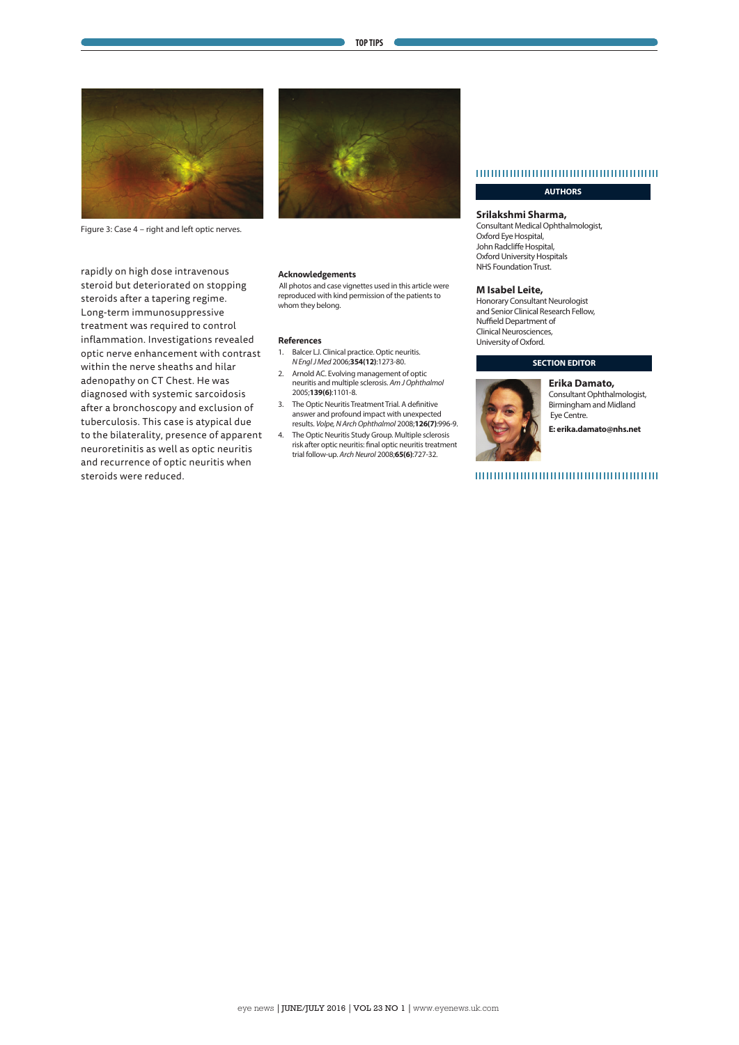Figure 3: Case 4 – right and left optic nerves.

rapidly on high dose intravenous steroid but deteriorated on stopping steroids after a tapering regime. Long-term immunosuppressive treatment was required to control inflammation. Investigations revealed optic nerve enhancement with contrast within the nerve sheaths and hilar adenopathy on CT Chest. He was diagnosed with systemic sarcoidosis after a bronchoscopy and exclusion of tuberculosis. This case is atypical due to the bilaterality, presence of apparent neuroretinitis as well as optic neuritis and recurrence of optic neuritis when steroids were reduced.

### Acknowledgements

All photos and case vignettes used in this article were reproduced with kind permission of the patients to whom they belong.

### References

1. Balcer LJ. Clinical practice. Optic neuritis. *N Engl J Med* 2006;**354(12)**:1273-80.
2. Arnold AC. Evolving management of optic neuritis and multiple sclerosis. *Am J Ophthalmol* 2005;**139(6)**:1101-8.
3. The Optic Neuritis Treatment Trial. A definitive answer and profound impact with unexpected results. *Volpe, N Arch Ophthalmol* 2008;**126(7)**:996-9.
4. The Optic Neuritis Study Group. Multiple sclerosis risk after optic neuritis: final optic neuritis treatment trial follow-up. *Arch Neurol* 2008;**65(6)**:727-32.

### AUTHORS

**Srilakshmi Sharma,**
Consultant Medical Ophthalmologist, Oxford Eye Hospital, John Radcliffe Hospital, Oxford University Hospitals NHS Foundation Trust.

**M Isabel Leite,**
Honorary Consultant Neurologist and Senior Clinical Research Fellow, Nuffield Department of Clinical Neurosciences, University of Oxford.

### SECTION EDITOR

**Erika Damato,**
Consultant Ophthalmologist, Birmingham and Midland Eye Centre.

**E: erika.damato@nhs.net**